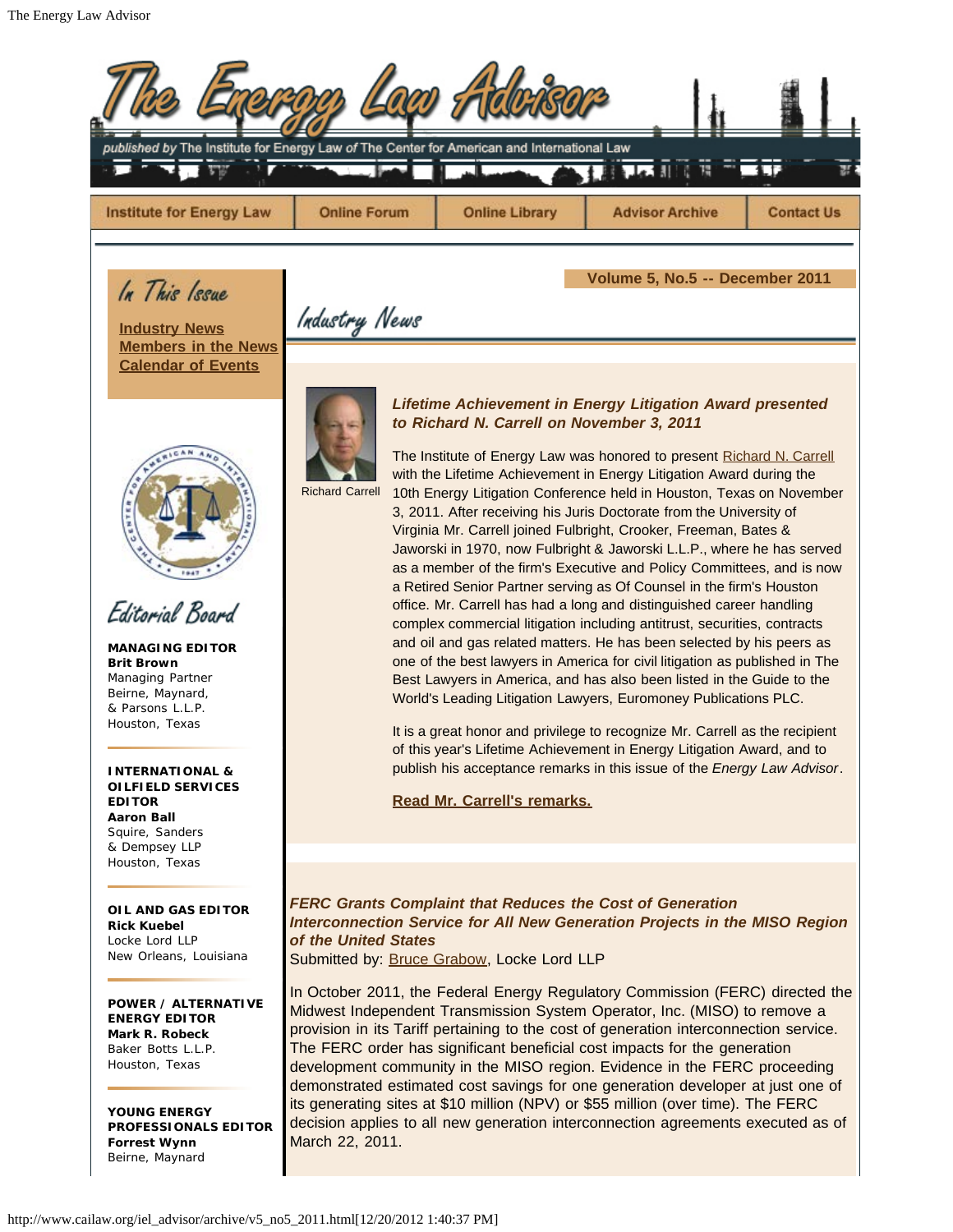# The Energy Law Advisor

*published by* The Institute for Energy Law *of* The Center for American and International Law

Institute for Energy Law | Online Forum | Online Library | Advisor Archive | Contact Us

## In This Issue

- Industry News
- Members in the News
- Calendar of Events

## Editorial Board

**MANAGING EDITOR**
**Brit Brown**
Managing Partner
Beirne, Maynard, & Parsons L.L.P.
Houston, Texas

**INTERNATIONAL & OILFIELD SERVICES EDITOR**
**Aaron Ball**
Squire, Sanders & Dempsey LLP
Houston, Texas

**OIL AND GAS EDITOR**
**Rick Kuebel**
Locke Lord LLP
New Orleans, Louisiana

**POWER / ALTERNATIVE ENERGY EDITOR**
**Mark R. Robeck**
Baker Botts L.L.P.
Houston, Texas

**YOUNG ENERGY PROFESSIONALS EDITOR**
**Forrest Wynn**
Beirne, Maynard

**Volume 5, No.5 -- December 2011**

## Industry News

Richard Carrell

### *Lifetime Achievement in Energy Litigation Award presented to Richard N. Carrell on November 3, 2011*

The Institute of Energy Law was honored to present Richard N. Carrell with the Lifetime Achievement in Energy Litigation Award during the 10th Energy Litigation Conference held in Houston, Texas on November 3, 2011. After receiving his Juris Doctorate from the University of Virginia Mr. Carrell joined Fulbright, Crooker, Freeman, Bates & Jaworski in 1970, now Fulbright & Jaworski L.L.P., where he has served as a member of the firm's Executive and Policy Committees, and is now a Retired Senior Partner serving as Of Counsel in the firm's Houston office. Mr. Carrell has had a long and distinguished career handling complex commercial litigation including antitrust, securities, contracts and oil and gas related matters. He has been selected by his peers as one of the best lawyers in America for civil litigation as published in The Best Lawyers in America, and has also been listed in the Guide to the World's Leading Litigation Lawyers, Euromoney Publications PLC.

It is a great honor and privilege to recognize Mr. Carrell as the recipient of this year's Lifetime Achievement in Energy Litigation Award, and to publish his acceptance remarks in this issue of the *Energy Law Advisor*.

**Read Mr. Carrell's remarks.**

### *FERC Grants Complaint that Reduces the Cost of Generation Interconnection Service for All New Generation Projects in the MISO Region of the United States*

Submitted by: Bruce Grabow, Locke Lord LLP

In October 2011, the Federal Energy Regulatory Commission (FERC) directed the Midwest Independent Transmission System Operator, Inc. (MISO) to remove a provision in its Tariff pertaining to the cost of generation interconnection service. The FERC order has significant beneficial cost impacts for the generation development community in the MISO region. Evidence in the FERC proceeding demonstrated estimated cost savings for one generation developer at just one of its generating sites at $10 million (NPV) or $55 million (over time). The FERC decision applies to all new generation interconnection agreements executed as of March 22, 2011.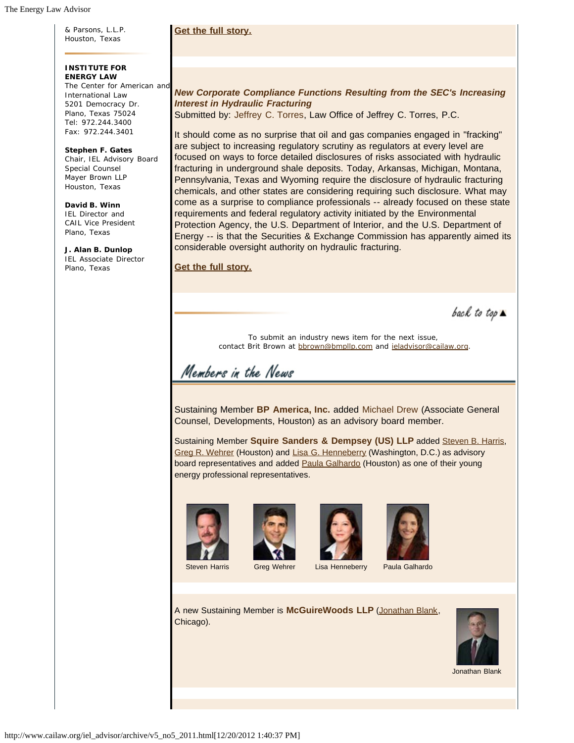& Parsons, L.L.P.
Houston, Texas

**INSTITUTE FOR ENERGY LAW**
The Center for American and International Law
5201 Democracy Dr.
Plano, Texas 75024
Tel: 972.244.3400
Fax: 972.244.3401

**Stephen F. Gates**
Chair, IEL Advisory Board
Special Counsel
Mayer Brown LLP
Houston, Texas

**David B. Winn**
IEL Director and
CAIL Vice President
Plano, Texas

**J. Alan B. Dunlop**
IEL Associate Director
Plano, Texas

**Get the full story.**

***New Corporate Compliance Functions Resulting from the SEC's Increasing Interest in Hydraulic Fracturing***
Submitted by: Jeffrey C. Torres, Law Office of Jeffrey C. Torres, P.C.

It should come as no surprise that oil and gas companies engaged in "fracking" are subject to increasing regulatory scrutiny as regulators at every level are focused on ways to force detailed disclosures of risks associated with hydraulic fracturing in underground shale deposits. Today, Arkansas, Michigan, Montana, Pennsylvania, Texas and Wyoming require the disclosure of hydraulic fracturing chemicals, and other states are considering requiring such disclosure. What may come as a surprise to compliance professionals -- already focused on these state requirements and federal regulatory activity initiated by the Environmental Protection Agency, the U.S. Department of Interior, and the U.S. Department of Energy -- is that the Securities & Exchange Commission has apparently aimed its considerable oversight authority on hydraulic fracturing.

**Get the full story.**

back to top ▲

To submit an industry news item for the next issue, contact Brit Brown at bbrown@bmpllp.com and ieladvisor@cailaw.org.

## Members in the News

Sustaining Member **BP America, Inc.** added Michael Drew (Associate General Counsel, Developments, Houston) as an advisory board member.

Sustaining Member **Squire Sanders & Dempsey (US) LLP** added Steven B. Harris, Greg R. Wehrer (Houston) and Lisa G. Henneberry (Washington, D.C.) as advisory board representatives and added Paula Galhardo (Houston) as one of their young energy professional representatives.

Steven Harris | Greg Wehrer | Lisa Henneberry | Paula Galhardo

A new Sustaining Member is **McGuireWoods LLP** (Jonathan Blank, Chicago).

Jonathan Blank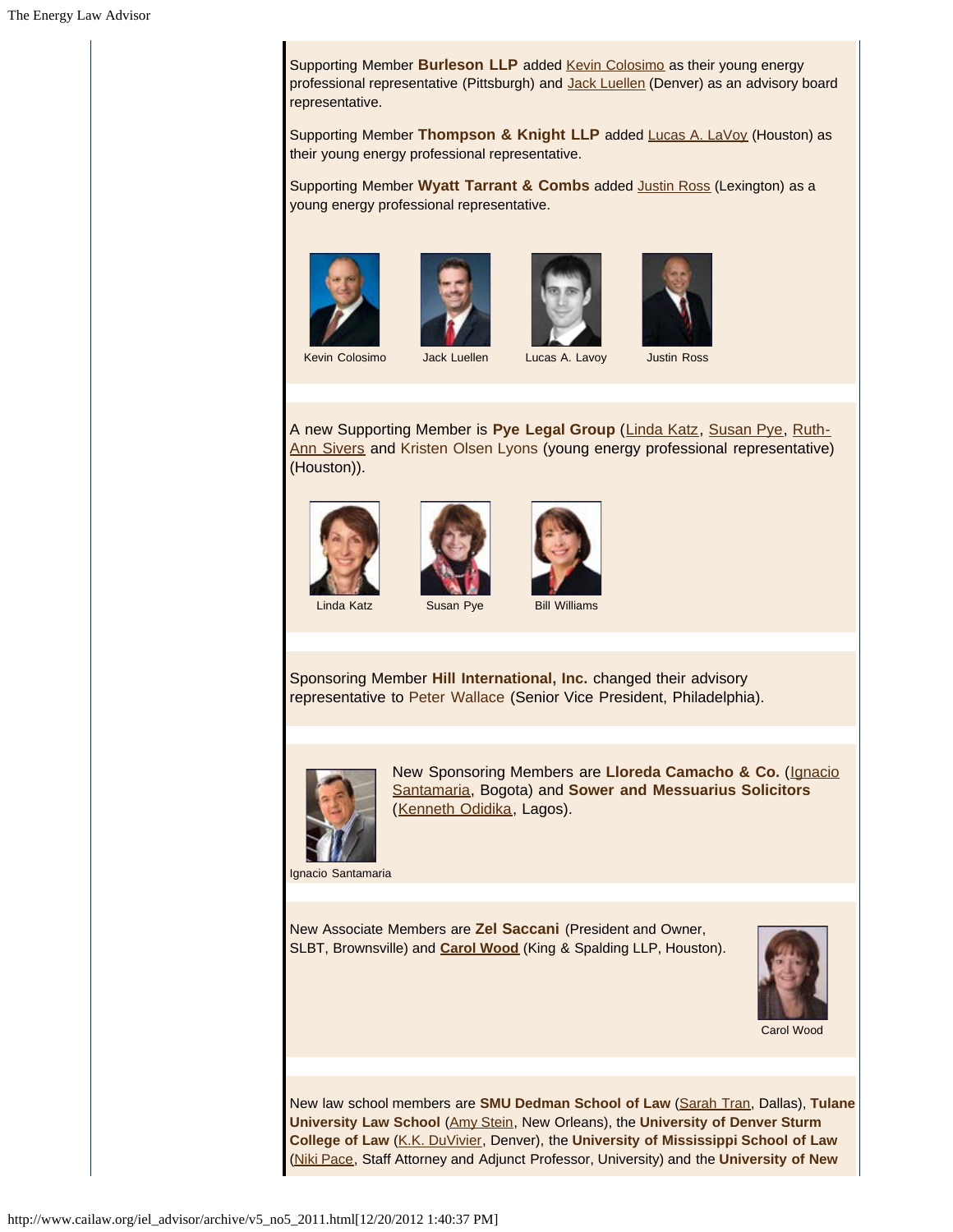Supporting Member **Burleson LLP** added Kevin Colosimo as their young energy professional representative (Pittsburgh) and Jack Luellen (Denver) as an advisory board representative.

Supporting Member **Thompson & Knight LLP** added Lucas A. LaVoy (Houston) as their young energy professional representative.

Supporting Member **Wyatt Tarrant & Combs** added Justin Ross (Lexington) as a young energy professional representative.

Kevin Colosimo    Jack Luellen    Lucas A. Lavoy    Justin Ross

A new Supporting Member is **Pye Legal Group** (Linda Katz, Susan Pye, Ruth-Ann Sivers and Kristen Olsen Lyons (young energy professional representative) (Houston)).

Linda Katz    Susan Pye    Bill Williams

Sponsoring Member **Hill International, Inc.** changed their advisory representative to Peter Wallace (Senior Vice President, Philadelphia).

New Sponsoring Members are **Lloreda Camacho & Co.** (Ignacio Santamaria, Bogota) and **Sower and Messuarius Solicitors** (Kenneth Odidika, Lagos).

Ignacio Santamaria

New Associate Members are **Zel Saccani** (President and Owner, SLBT, Brownsville) and **Carol Wood** (King & Spalding LLP, Houston).

Carol Wood

New law school members are **SMU Dedman School of Law** (Sarah Tran, Dallas), **Tulane University Law School** (Amy Stein, New Orleans), the **University of Denver Sturm College of Law** (K.K. DuVivier, Denver), the **University of Mississippi School of Law** (Niki Pace, Staff Attorney and Adjunct Professor, University) and the **University of New**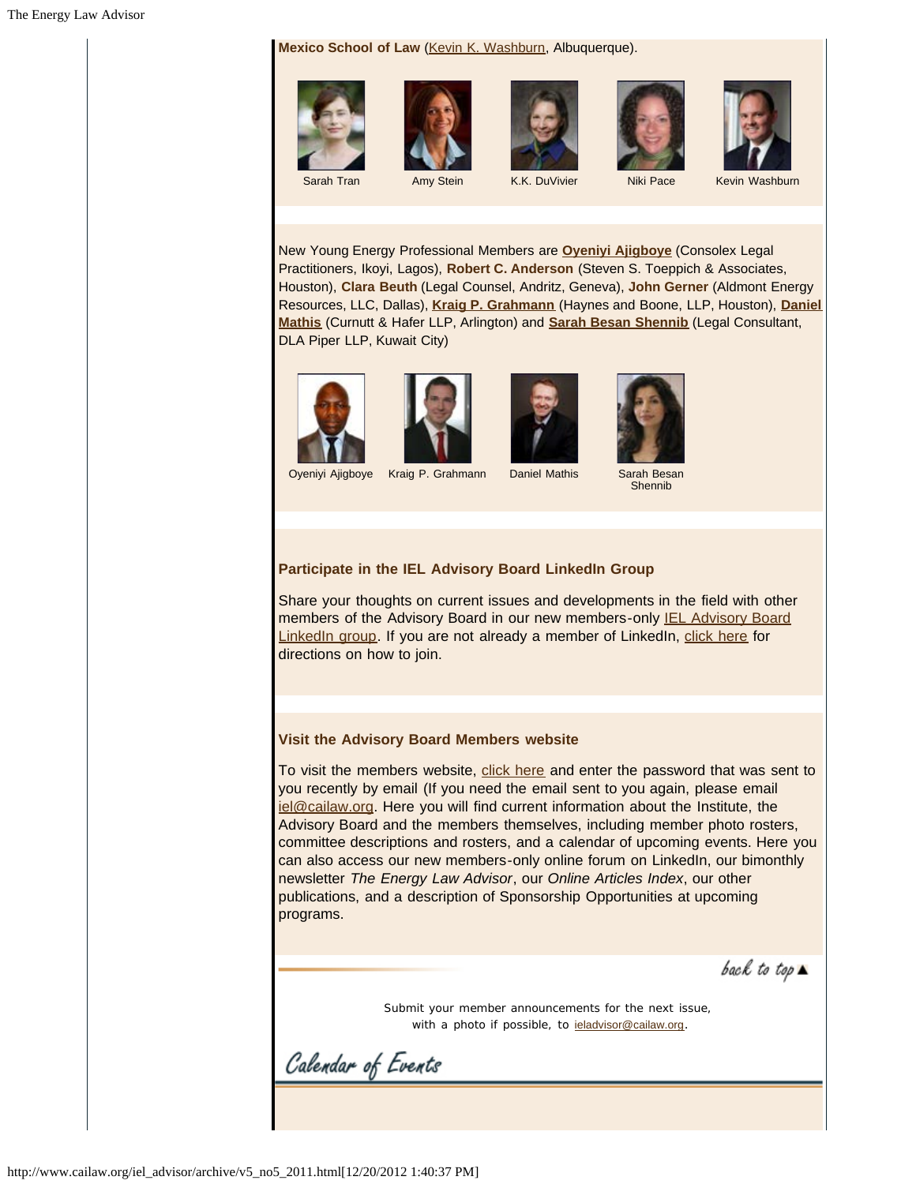**Mexico School of Law** (Kevin K. Washburn, Albuquerque).

Sarah Tran | Amy Stein | K.K. DuVivier | Niki Pace | Kevin Washburn

New Young Energy Professional Members are **Oyeniyi Ajigboye** (Consolex Legal Practitioners, Ikoyi, Lagos), **Robert C. Anderson** (Steven S. Toeppich & Associates, Houston), **Clara Beuth** (Legal Counsel, Andritz, Geneva), **John Gerner** (Aldmont Energy Resources, LLC, Dallas), **Kraig P. Grahmann** (Haynes and Boone, LLP, Houston), **Daniel Mathis** (Curnutt & Hafer LLP, Arlington) and **Sarah Besan Shennib** (Legal Consultant, DLA Piper LLP, Kuwait City)

Oyeniyi Ajigboye | Kraig P. Grahmann | Daniel Mathis | Sarah Besan Shennib

### Participate in the IEL Advisory Board LinkedIn Group

Share your thoughts on current issues and developments in the field with other members of the Advisory Board in our new members-only IEL Advisory Board LinkedIn group. If you are not already a member of LinkedIn, click here for directions on how to join.

### Visit the Advisory Board Members website

To visit the members website, click here and enter the password that was sent to you recently by email (If you need the email sent to you again, please email iel@cailaw.org. Here you will find current information about the Institute, the Advisory Board and the members themselves, including member photo rosters, committee descriptions and rosters, and a calendar of upcoming events. Here you can also access our new members-only online forum on LinkedIn, our bimonthly newsletter *The Energy Law Advisor*, our *Online Articles Index*, our other publications, and a description of Sponsorship Opportunities at upcoming programs.

back to top ▲

Submit your member announcements for the next issue, with a photo if possible, to ieladvisor@cailaw.org.

## Calendar of Events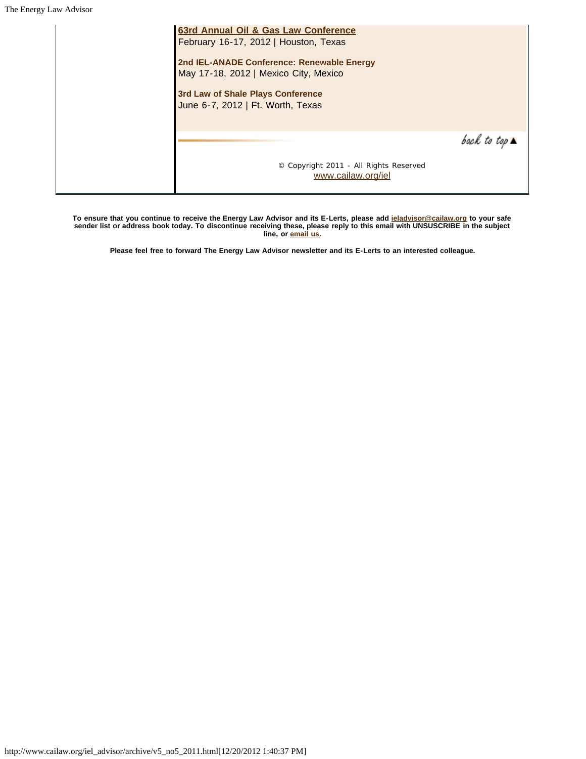**63rd Annual Oil & Gas Law Conference**
February 16-17, 2012 | Houston, Texas

**2nd IEL-ANADE Conference: Renewable Energy**
May 17-18, 2012 | Mexico City, Mexico

**3rd Law of Shale Plays Conference**
June 6-7, 2012 | Ft. Worth, Texas

back to top ▲

© Copyright 2011 - All Rights Reserved
www.cailaw.org/iel

**To ensure that you continue to receive the Energy Law Advisor and its E-Lerts, please add ieladvisor@cailaw.org to your safe sender list or address book today. To discontinue receiving these, please reply to this email with UNSUSCRIBE in the subject line, or email us.**

**Please feel free to forward The Energy Law Advisor newsletter and its E-Lerts to an interested colleague.**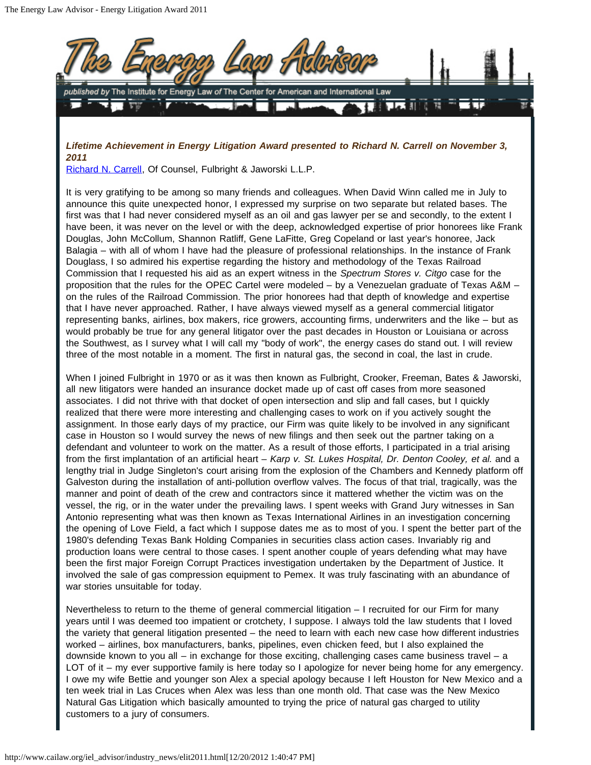***Lifetime Achievement in Energy Litigation Award presented to Richard N. Carrell on November 3, 2011***

Richard N. Carrell, Of Counsel, Fulbright & Jaworski L.L.P.

It is very gratifying to be among so many friends and colleagues. When David Winn called me in July to announce this quite unexpected honor, I expressed my surprise on two separate but related bases. The first was that I had never considered myself as an oil and gas lawyer per se and secondly, to the extent I have been, it was never on the level or with the deep, acknowledged expertise of prior honorees like Frank Douglas, John McCollum, Shannon Ratliff, Gene LaFitte, Greg Copeland or last year's honoree, Jack Balagia – with all of whom I have had the pleasure of professional relationships. In the instance of Frank Douglass, I so admired his expertise regarding the history and methodology of the Texas Railroad Commission that I requested his aid as an expert witness in the *Spectrum Stores v. Citgo* case for the proposition that the rules for the OPEC Cartel were modeled – by a Venezuelan graduate of Texas A&M – on the rules of the Railroad Commission. The prior honorees had that depth of knowledge and expertise that I have never approached. Rather, I have always viewed myself as a general commercial litigator representing banks, airlines, box makers, rice growers, accounting firms, underwriters and the like – but as would probably be true for any general litigator over the past decades in Houston or Louisiana or across the Southwest, as I survey what I will call my "body of work", the energy cases do stand out. I will review three of the most notable in a moment. The first in natural gas, the second in coal, the last in crude.

When I joined Fulbright in 1970 or as it was then known as Fulbright, Crooker, Freeman, Bates & Jaworski, all new litigators were handed an insurance docket made up of cast off cases from more seasoned associates. I did not thrive with that docket of open intersection and slip and fall cases, but I quickly realized that there were more interesting and challenging cases to work on if you actively sought the assignment. In those early days of my practice, our Firm was quite likely to be involved in any significant case in Houston so I would survey the news of new filings and then seek out the partner taking on a defendant and volunteer to work on the matter. As a result of those efforts, I participated in a trial arising from the first implantation of an artificial heart – *Karp v. St. Lukes Hospital, Dr. Denton Cooley, et al.* and a lengthy trial in Judge Singleton's court arising from the explosion of the Chambers and Kennedy platform off Galveston during the installation of anti-pollution overflow valves. The focus of that trial, tragically, was the manner and point of death of the crew and contractors since it mattered whether the victim was on the vessel, the rig, or in the water under the prevailing laws. I spent weeks with Grand Jury witnesses in San Antonio representing what was then known as Texas International Airlines in an investigation concerning the opening of Love Field, a fact which I suppose dates me as to most of you. I spent the better part of the 1980's defending Texas Bank Holding Companies in securities class action cases. Invariably rig and production loans were central to those cases. I spent another couple of years defending what may have been the first major Foreign Corrupt Practices investigation undertaken by the Department of Justice. It involved the sale of gas compression equipment to Pemex. It was truly fascinating with an abundance of war stories unsuitable for today.

Nevertheless to return to the theme of general commercial litigation – I recruited for our Firm for many years until I was deemed too impatient or crotchety, I suppose. I always told the law students that I loved the variety that general litigation presented – the need to learn with each new case how different industries worked – airlines, box manufacturers, banks, pipelines, even chicken feed, but I also explained the downside known to you all – in exchange for those exciting, challenging cases came business travel – a LOT of it – my ever supportive family is here today so I apologize for never being home for any emergency. I owe my wife Bettie and younger son Alex a special apology because I left Houston for New Mexico and a ten week trial in Las Cruces when Alex was less than one month old. That case was the New Mexico Natural Gas Litigation which basically amounted to trying the price of natural gas charged to utility customers to a jury of consumers.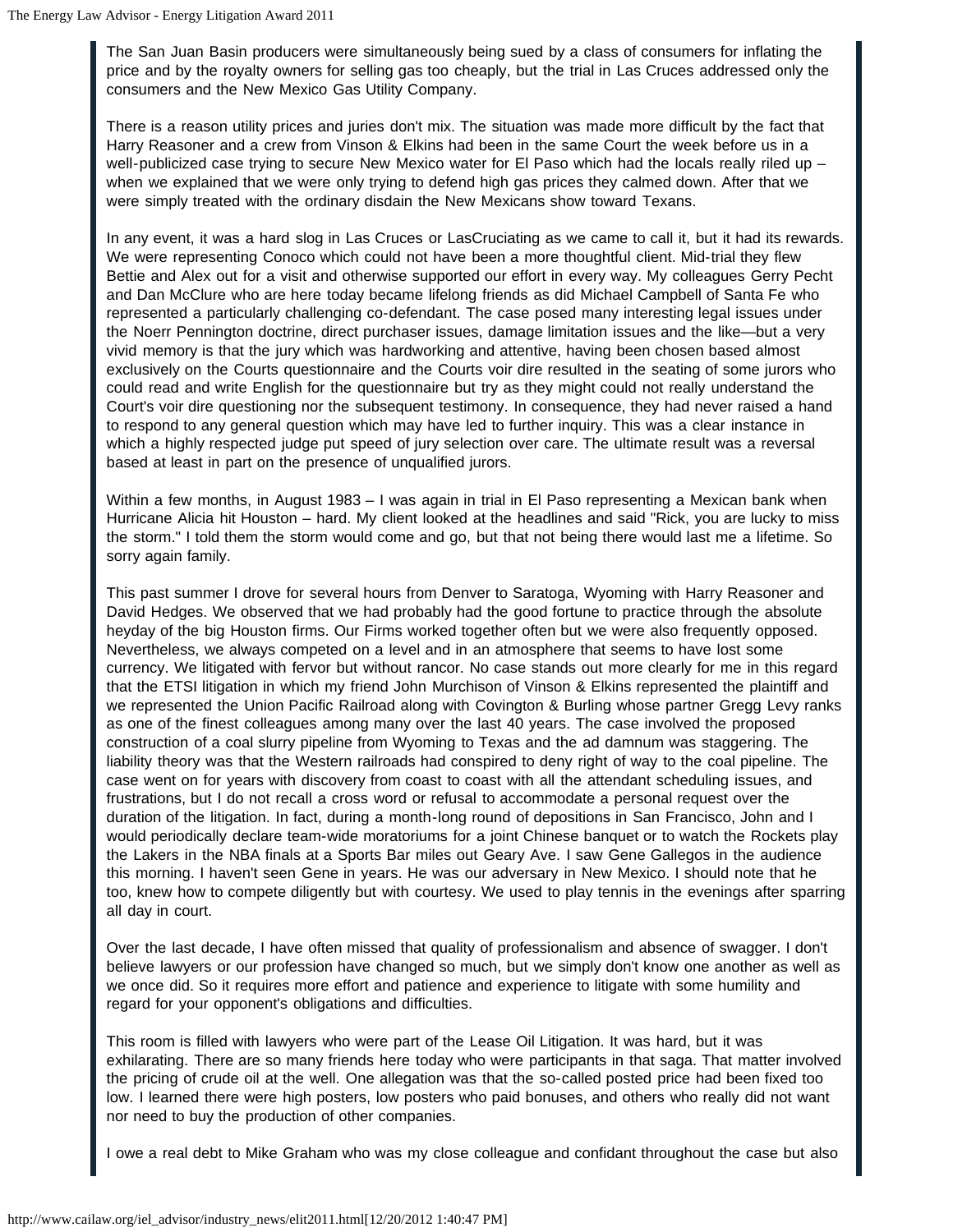The San Juan Basin producers were simultaneously being sued by a class of consumers for inflating the price and by the royalty owners for selling gas too cheaply, but the trial in Las Cruces addressed only the consumers and the New Mexico Gas Utility Company.

There is a reason utility prices and juries don't mix. The situation was made more difficult by the fact that Harry Reasoner and a crew from Vinson & Elkins had been in the same Court the week before us in a well-publicized case trying to secure New Mexico water for El Paso which had the locals really riled up – when we explained that we were only trying to defend high gas prices they calmed down. After that we were simply treated with the ordinary disdain the New Mexicans show toward Texans.

In any event, it was a hard slog in Las Cruces or LasCruciating as we came to call it, but it had its rewards. We were representing Conoco which could not have been a more thoughtful client. Mid-trial they flew Bettie and Alex out for a visit and otherwise supported our effort in every way. My colleagues Gerry Pecht and Dan McClure who are here today became lifelong friends as did Michael Campbell of Santa Fe who represented a particularly challenging co-defendant. The case posed many interesting legal issues under the Noerr Pennington doctrine, direct purchaser issues, damage limitation issues and the like—but a very vivid memory is that the jury which was hardworking and attentive, having been chosen based almost exclusively on the Courts questionnaire and the Courts voir dire resulted in the seating of some jurors who could read and write English for the questionnaire but try as they might could not really understand the Court's voir dire questioning nor the subsequent testimony. In consequence, they had never raised a hand to respond to any general question which may have led to further inquiry. This was a clear instance in which a highly respected judge put speed of jury selection over care. The ultimate result was a reversal based at least in part on the presence of unqualified jurors.

Within a few months, in August 1983 – I was again in trial in El Paso representing a Mexican bank when Hurricane Alicia hit Houston – hard. My client looked at the headlines and said "Rick, you are lucky to miss the storm." I told them the storm would come and go, but that not being there would last me a lifetime. So sorry again family.

This past summer I drove for several hours from Denver to Saratoga, Wyoming with Harry Reasoner and David Hedges. We observed that we had probably had the good fortune to practice through the absolute heyday of the big Houston firms. Our Firms worked together often but we were also frequently opposed. Nevertheless, we always competed on a level and in an atmosphere that seems to have lost some currency. We litigated with fervor but without rancor. No case stands out more clearly for me in this regard that the ETSI litigation in which my friend John Murchison of Vinson & Elkins represented the plaintiff and we represented the Union Pacific Railroad along with Covington & Burling whose partner Gregg Levy ranks as one of the finest colleagues among many over the last 40 years. The case involved the proposed construction of a coal slurry pipeline from Wyoming to Texas and the ad damnum was staggering. The liability theory was that the Western railroads had conspired to deny right of way to the coal pipeline. The case went on for years with discovery from coast to coast with all the attendant scheduling issues, and frustrations, but I do not recall a cross word or refusal to accommodate a personal request over the duration of the litigation. In fact, during a month-long round of depositions in San Francisco, John and I would periodically declare team-wide moratoriums for a joint Chinese banquet or to watch the Rockets play the Lakers in the NBA finals at a Sports Bar miles out Geary Ave. I saw Gene Gallegos in the audience this morning. I haven't seen Gene in years. He was our adversary in New Mexico. I should note that he too, knew how to compete diligently but with courtesy. We used to play tennis in the evenings after sparring all day in court.

Over the last decade, I have often missed that quality of professionalism and absence of swagger. I don't believe lawyers or our profession have changed so much, but we simply don't know one another as well as we once did. So it requires more effort and patience and experience to litigate with some humility and regard for your opponent's obligations and difficulties.

This room is filled with lawyers who were part of the Lease Oil Litigation. It was hard, but it was exhilarating. There are so many friends here today who were participants in that saga. That matter involved the pricing of crude oil at the well. One allegation was that the so-called posted price had been fixed too low. I learned there were high posters, low posters who paid bonuses, and others who really did not want nor need to buy the production of other companies.

I owe a real debt to Mike Graham who was my close colleague and confidant throughout the case but also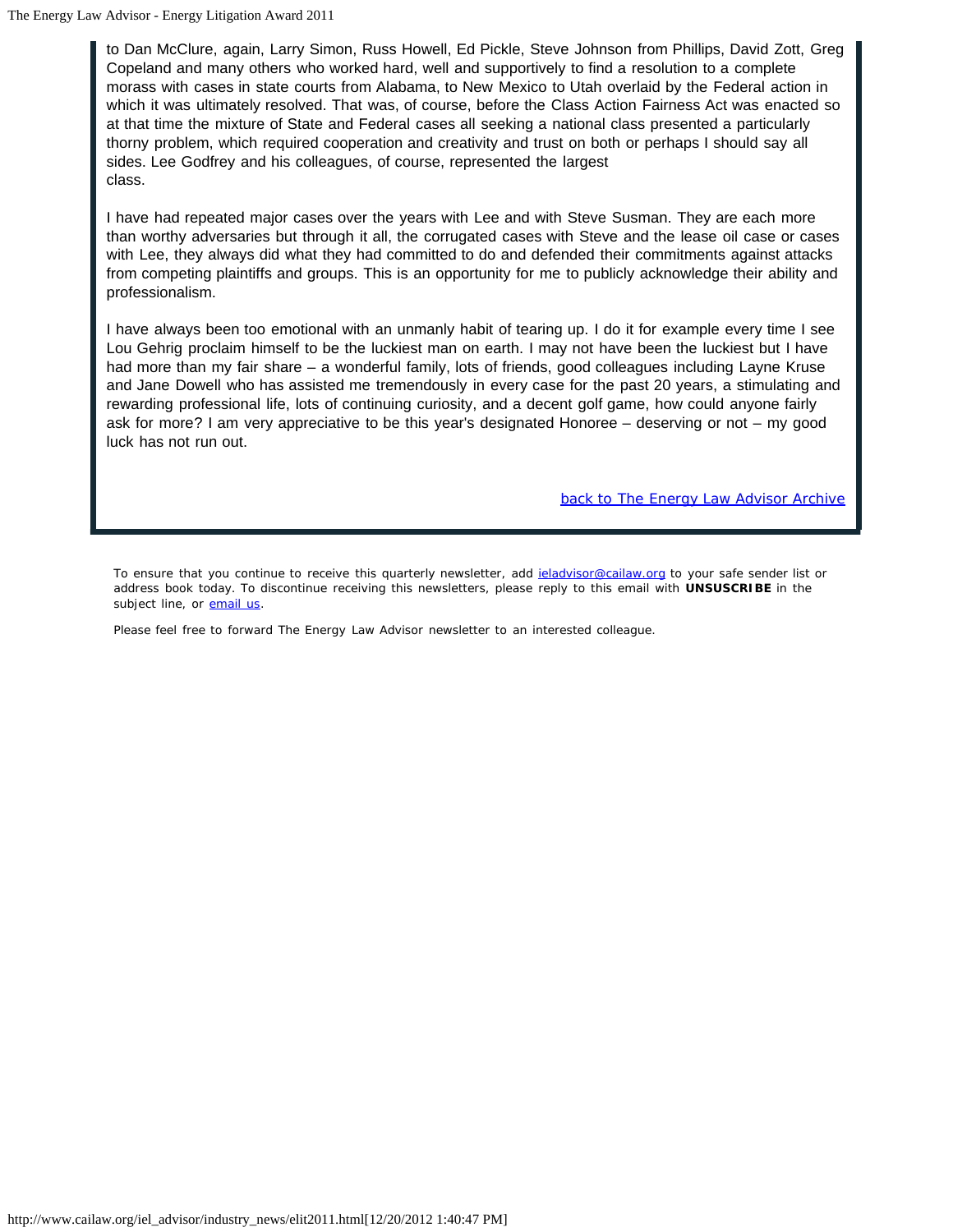to Dan McClure, again, Larry Simon, Russ Howell, Ed Pickle, Steve Johnson from Phillips, David Zott, Greg Copeland and many others who worked hard, well and supportively to find a resolution to a complete morass with cases in state courts from Alabama, to New Mexico to Utah overlaid by the Federal action in which it was ultimately resolved. That was, of course, before the Class Action Fairness Act was enacted so at that time the mixture of State and Federal cases all seeking a national class presented a particularly thorny problem, which required cooperation and creativity and trust on both or perhaps I should say all sides. Lee Godfrey and his colleagues, of course, represented the largest class.

I have had repeated major cases over the years with Lee and with Steve Susman. They are each more than worthy adversaries but through it all, the corrugated cases with Steve and the lease oil case or cases with Lee, they always did what they had committed to do and defended their commitments against attacks from competing plaintiffs and groups. This is an opportunity for me to publicly acknowledge their ability and professionalism.

I have always been too emotional with an unmanly habit of tearing up. I do it for example every time I see Lou Gehrig proclaim himself to be the luckiest man on earth. I may not have been the luckiest but I have had more than my fair share – a wonderful family, lots of friends, good colleagues including Layne Kruse and Jane Dowell who has assisted me tremendously in every case for the past 20 years, a stimulating and rewarding professional life, lots of continuing curiosity, and a decent golf game, how could anyone fairly ask for more? I am very appreciative to be this year's designated Honoree – deserving or not – my good luck has not run out.

[back to The Energy Law Advisor Archive]

To ensure that you continue to receive this quarterly newsletter, add ieladvisor@cailaw.org to your safe sender list or address book today. To discontinue receiving this newsletters, please reply to this email with **UNSUSCRIBE** in the subject line, or email us.

Please feel free to forward The Energy Law Advisor newsletter to an interested colleague.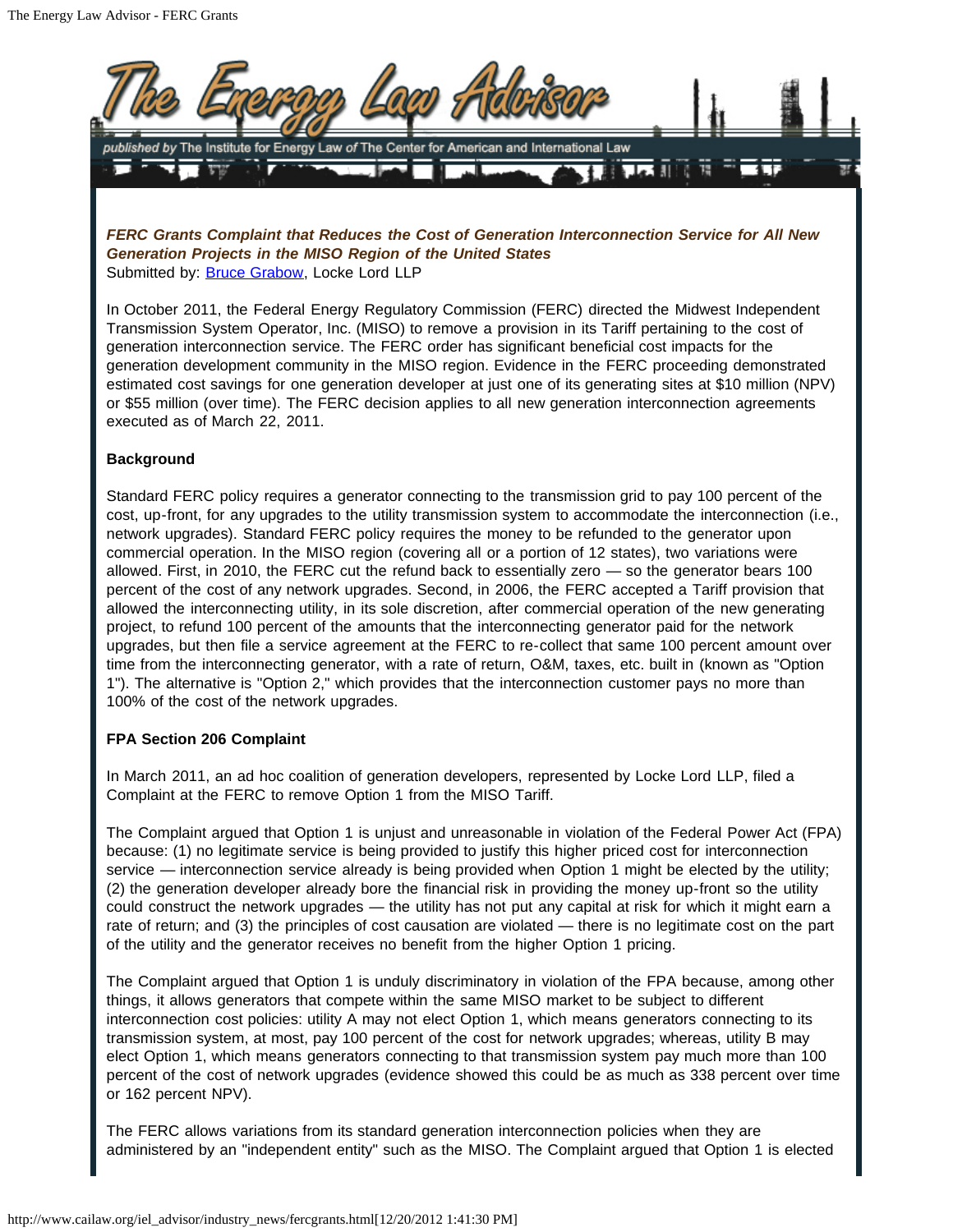*FERC Grants Complaint that Reduces the Cost of Generation Interconnection Service for All New Generation Projects in the MISO Region of the United States*
Submitted by: Bruce Grabow, Locke Lord LLP

In October 2011, the Federal Energy Regulatory Commission (FERC) directed the Midwest Independent Transmission System Operator, Inc. (MISO) to remove a provision in its Tariff pertaining to the cost of generation interconnection service. The FERC order has significant beneficial cost impacts for the generation development community in the MISO region. Evidence in the FERC proceeding demonstrated estimated cost savings for one generation developer at just one of its generating sites at $10 million (NPV) or $55 million (over time). The FERC decision applies to all new generation interconnection agreements executed as of March 22, 2011.

**Background**

Standard FERC policy requires a generator connecting to the transmission grid to pay 100 percent of the cost, up-front, for any upgrades to the utility transmission system to accommodate the interconnection (i.e., network upgrades). Standard FERC policy requires the money to be refunded to the generator upon commercial operation. In the MISO region (covering all or a portion of 12 states), two variations were allowed. First, in 2010, the FERC cut the refund back to essentially zero — so the generator bears 100 percent of the cost of any network upgrades. Second, in 2006, the FERC accepted a Tariff provision that allowed the interconnecting utility, in its sole discretion, after commercial operation of the new generating project, to refund 100 percent of the amounts that the interconnecting generator paid for the network upgrades, but then file a service agreement at the FERC to re-collect that same 100 percent amount over time from the interconnecting generator, with a rate of return, O&M, taxes, etc. built in (known as "Option 1"). The alternative is "Option 2," which provides that the interconnection customer pays no more than 100% of the cost of the network upgrades.

**FPA Section 206 Complaint**

In March 2011, an ad hoc coalition of generation developers, represented by Locke Lord LLP, filed a Complaint at the FERC to remove Option 1 from the MISO Tariff.

The Complaint argued that Option 1 is unjust and unreasonable in violation of the Federal Power Act (FPA) because: (1) no legitimate service is being provided to justify this higher priced cost for interconnection service — interconnection service already is being provided when Option 1 might be elected by the utility; (2) the generation developer already bore the financial risk in providing the money up-front so the utility could construct the network upgrades — the utility has not put any capital at risk for which it might earn a rate of return; and (3) the principles of cost causation are violated — there is no legitimate cost on the part of the utility and the generator receives no benefit from the higher Option 1 pricing.

The Complaint argued that Option 1 is unduly discriminatory in violation of the FPA because, among other things, it allows generators that compete within the same MISO market to be subject to different interconnection cost policies: utility A may not elect Option 1, which means generators connecting to its transmission system, at most, pay 100 percent of the cost for network upgrades; whereas, utility B may elect Option 1, which means generators connecting to that transmission system pay much more than 100 percent of the cost of network upgrades (evidence showed this could be as much as 338 percent over time or 162 percent NPV).

The FERC allows variations from its standard generation interconnection policies when they are administered by an "independent entity" such as the MISO. The Complaint argued that Option 1 is elected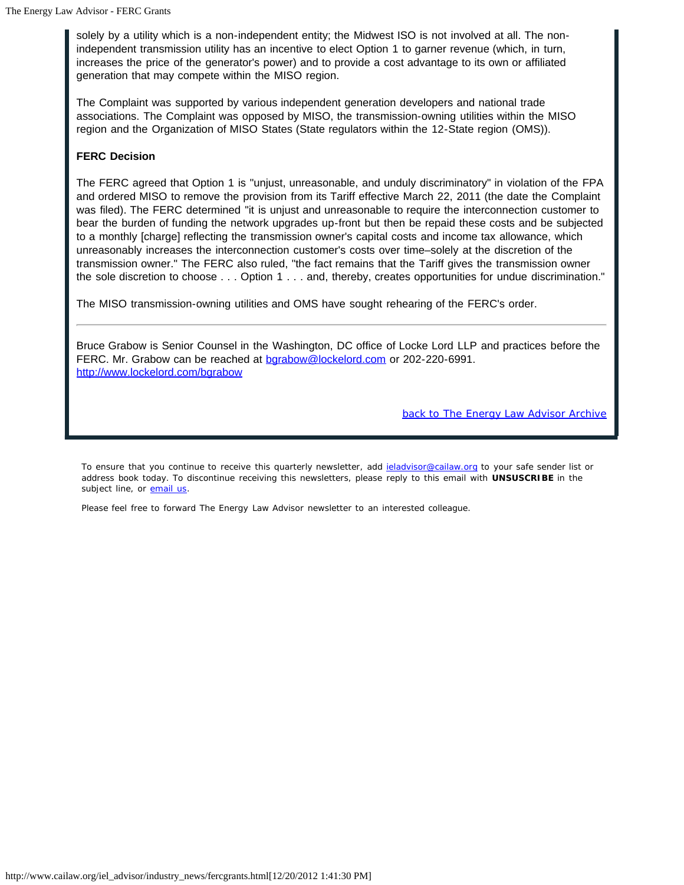solely by a utility which is a non-independent entity; the Midwest ISO is not involved at all. The non-independent transmission utility has an incentive to elect Option 1 to garner revenue (which, in turn, increases the price of the generator's power) and to provide a cost advantage to its own or affiliated generation that may compete within the MISO region.

The Complaint was supported by various independent generation developers and national trade associations. The Complaint was opposed by MISO, the transmission-owning utilities within the MISO region and the Organization of MISO States (State regulators within the 12-State region (OMS)).

**FERC Decision**

The FERC agreed that Option 1 is "unjust, unreasonable, and unduly discriminatory" in violation of the FPA and ordered MISO to remove the provision from its Tariff effective March 22, 2011 (the date the Complaint was filed). The FERC determined "it is unjust and unreasonable to require the interconnection customer to bear the burden of funding the network upgrades up-front but then be repaid these costs and be subjected to a monthly [charge] reflecting the transmission owner's capital costs and income tax allowance, which unreasonably increases the interconnection customer's costs over time–solely at the discretion of the transmission owner." The FERC also ruled, "the fact remains that the Tariff gives the transmission owner the sole discretion to choose . . . Option 1 . . . and, thereby, creates opportunities for undue discrimination."

The MISO transmission-owning utilities and OMS have sought rehearing of the FERC's order.

---

Bruce Grabow is Senior Counsel in the Washington, DC office of Locke Lord LLP and practices before the FERC. Mr. Grabow can be reached at [bgrabow@lockelord.com](mailto:bgrabow@lockelord.com) or 202-220-6991.
[http://www.lockelord.com/bgrabow](http://www.lockelord.com/bgrabow)

[back to The Energy Law Advisor Archive]()

To ensure that you continue to receive this quarterly newsletter, add [ieladvisor@cailaw.org](mailto:ieladvisor@cailaw.org) to your safe sender list or address book today. To discontinue receiving this newsletters, please reply to this email with **UNSUSCRIBE** in the subject line, or [email us]().

Please feel free to forward The Energy Law Advisor newsletter to an interested colleague.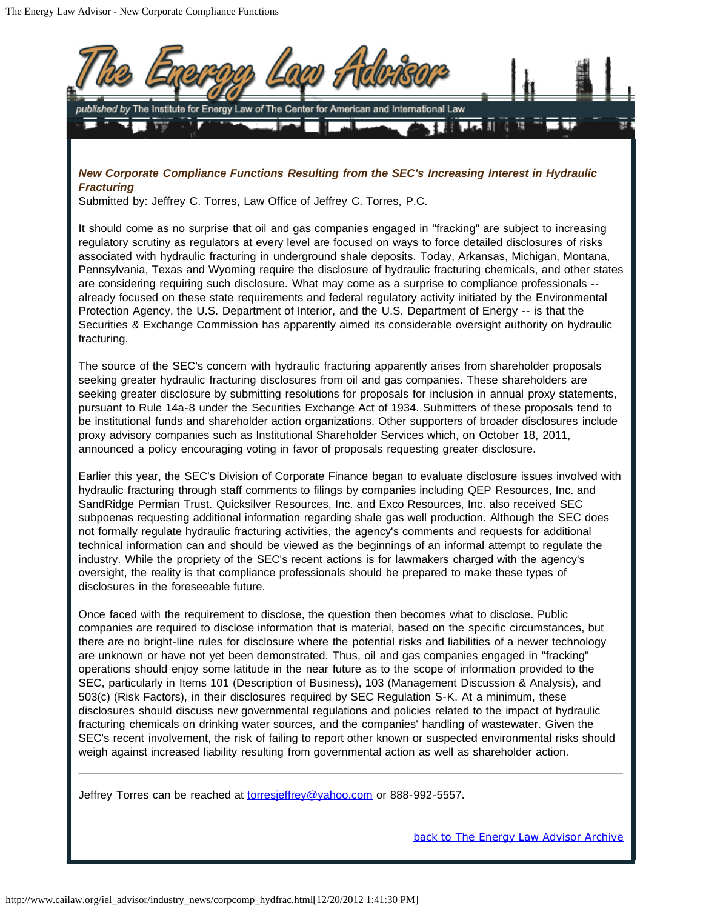# The Energy Law Advisor

*published by* The Institute for Energy Law of The Center for American and International Law

***New Corporate Compliance Functions Resulting from the SEC's Increasing Interest in Hydraulic Fracturing***

Submitted by: Jeffrey C. Torres, Law Office of Jeffrey C. Torres, P.C.

It should come as no surprise that oil and gas companies engaged in "fracking" are subject to increasing regulatory scrutiny as regulators at every level are focused on ways to force detailed disclosures of risks associated with hydraulic fracturing in underground shale deposits. Today, Arkansas, Michigan, Montana, Pennsylvania, Texas and Wyoming require the disclosure of hydraulic fracturing chemicals, and other states are considering requiring such disclosure. What may come as a surprise to compliance professionals -- already focused on these state requirements and federal regulatory activity initiated by the Environmental Protection Agency, the U.S. Department of Interior, and the U.S. Department of Energy -- is that the Securities & Exchange Commission has apparently aimed its considerable oversight authority on hydraulic fracturing.

The source of the SEC's concern with hydraulic fracturing apparently arises from shareholder proposals seeking greater hydraulic fracturing disclosures from oil and gas companies. These shareholders are seeking greater disclosure by submitting resolutions for proposals for inclusion in annual proxy statements, pursuant to Rule 14a-8 under the Securities Exchange Act of 1934. Submitters of these proposals tend to be institutional funds and shareholder action organizations. Other supporters of broader disclosures include proxy advisory companies such as Institutional Shareholder Services which, on October 18, 2011, announced a policy encouraging voting in favor of proposals requesting greater disclosure.

Earlier this year, the SEC's Division of Corporate Finance began to evaluate disclosure issues involved with hydraulic fracturing through staff comments to filings by companies including QEP Resources, Inc. and SandRidge Permian Trust. Quicksilver Resources, Inc. and Exco Resources, Inc. also received SEC subpoenas requesting additional information regarding shale gas well production. Although the SEC does not formally regulate hydraulic fracturing activities, the agency's comments and requests for additional technical information can and should be viewed as the beginnings of an informal attempt to regulate the industry. While the propriety of the SEC's recent actions is for lawmakers charged with the agency's oversight, the reality is that compliance professionals should be prepared to make these types of disclosures in the foreseeable future.

Once faced with the requirement to disclose, the question then becomes what to disclose. Public companies are required to disclose information that is material, based on the specific circumstances, but there are no bright-line rules for disclosure where the potential risks and liabilities of a newer technology are unknown or have not yet been demonstrated. Thus, oil and gas companies engaged in "fracking" operations should enjoy some latitude in the near future as to the scope of information provided to the SEC, particularly in Items 101 (Description of Business), 103 (Management Discussion & Analysis), and 503(c) (Risk Factors), in their disclosures required by SEC Regulation S-K. At a minimum, these disclosures should discuss new governmental regulations and policies related to the impact of hydraulic fracturing chemicals on drinking water sources, and the companies' handling of wastewater. Given the SEC's recent involvement, the risk of failing to report other known or suspected environmental risks should weigh against increased liability resulting from governmental action as well as shareholder action.

---

Jeffrey Torres can be reached at torresjeffrey@yahoo.com or 888-992-5557.

back to The Energy Law Advisor Archive